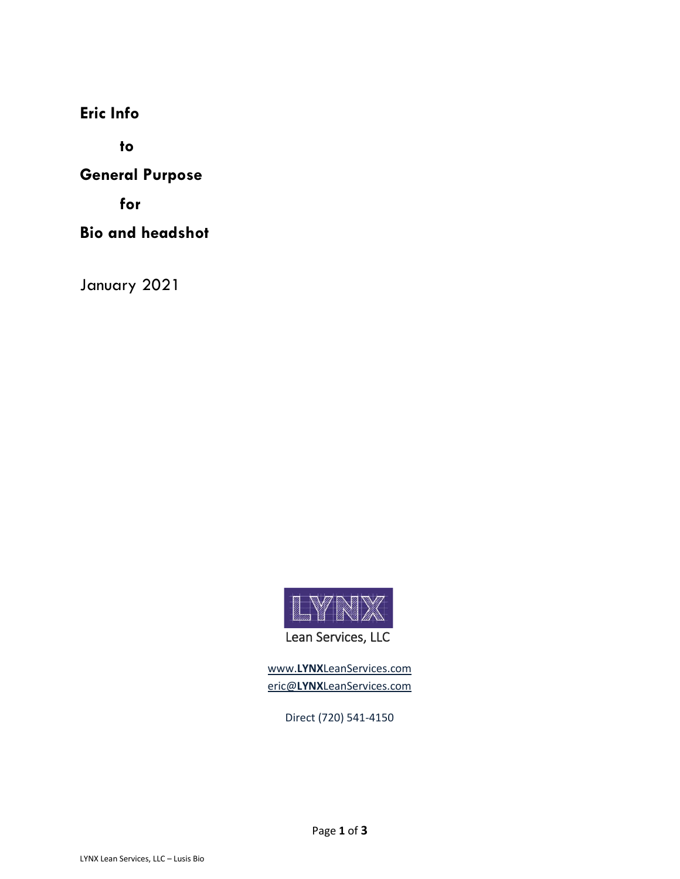**Eric Info**

**to**

**General Purpose**

**for**

**Bio and headshot**

January 2021

LYNX

Lean Services, LLC

www.**LYNX**LeanServices.com
eric@**LYNX**LeanServices.com

Direct (720) 541-4150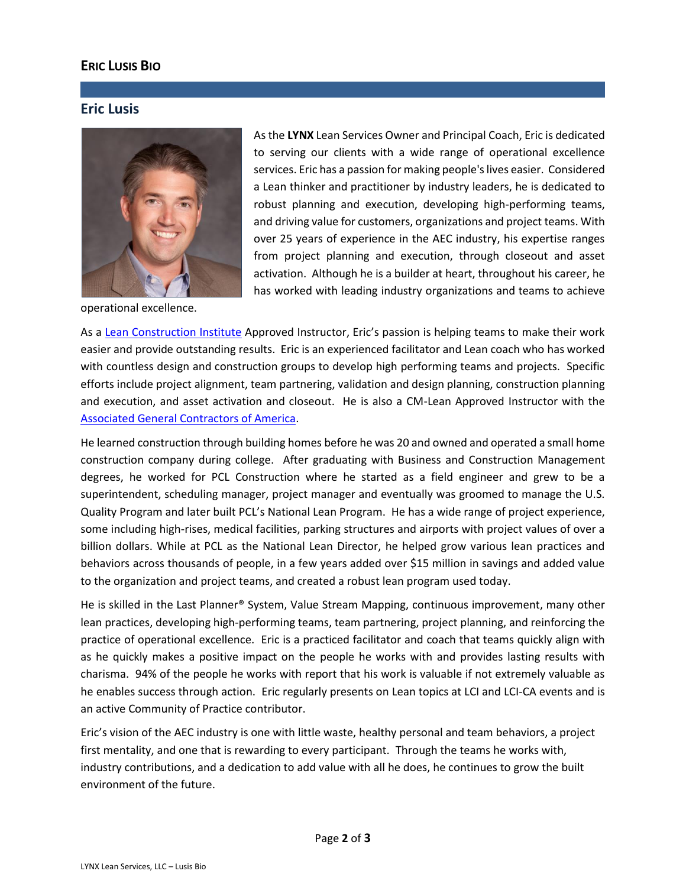## Eric Lusis Bio

### Eric Lusis

As the **LYNX** Lean Services Owner and Principal Coach, Eric is dedicated to serving our clients with a wide range of operational excellence services. Eric has a passion for making people's lives easier. Considered a Lean thinker and practitioner by industry leaders, he is dedicated to robust planning and execution, developing high-performing teams, and driving value for customers, organizations and project teams. With over 25 years of experience in the AEC industry, his expertise ranges from project planning and execution, through closeout and asset activation. Although he is a builder at heart, throughout his career, he has worked with leading industry organizations and teams to achieve operational excellence.

As a Lean Construction Institute Approved Instructor, Eric's passion is helping teams to make their work easier and provide outstanding results. Eric is an experienced facilitator and Lean coach who has worked with countless design and construction groups to develop high performing teams and projects. Specific efforts include project alignment, team partnering, validation and design planning, construction planning and execution, and asset activation and closeout. He is also a CM-Lean Approved Instructor with the Associated General Contractors of America.

He learned construction through building homes before he was 20 and owned and operated a small home construction company during college. After graduating with Business and Construction Management degrees, he worked for PCL Construction where he started as a field engineer and grew to be a superintendent, scheduling manager, project manager and eventually was groomed to manage the U.S. Quality Program and later built PCL's National Lean Program. He has a wide range of project experience, some including high-rises, medical facilities, parking structures and airports with project values of over a billion dollars. While at PCL as the National Lean Director, he helped grow various lean practices and behaviors across thousands of people, in a few years added over $15 million in savings and added value to the organization and project teams, and created a robust lean program used today.

He is skilled in the Last Planner® System, Value Stream Mapping, continuous improvement, many other lean practices, developing high-performing teams, team partnering, project planning, and reinforcing the practice of operational excellence. Eric is a practiced facilitator and coach that teams quickly align with as he quickly makes a positive impact on the people he works with and provides lasting results with charisma. 94% of the people he works with report that his work is valuable if not extremely valuable as he enables success through action. Eric regularly presents on Lean topics at LCI and LCI-CA events and is an active Community of Practice contributor.

Eric's vision of the AEC industry is one with little waste, healthy personal and team behaviors, a project first mentality, and one that is rewarding to every participant. Through the teams he works with, industry contributions, and a dedication to add value with all he does, he continues to grow the built environment of the future.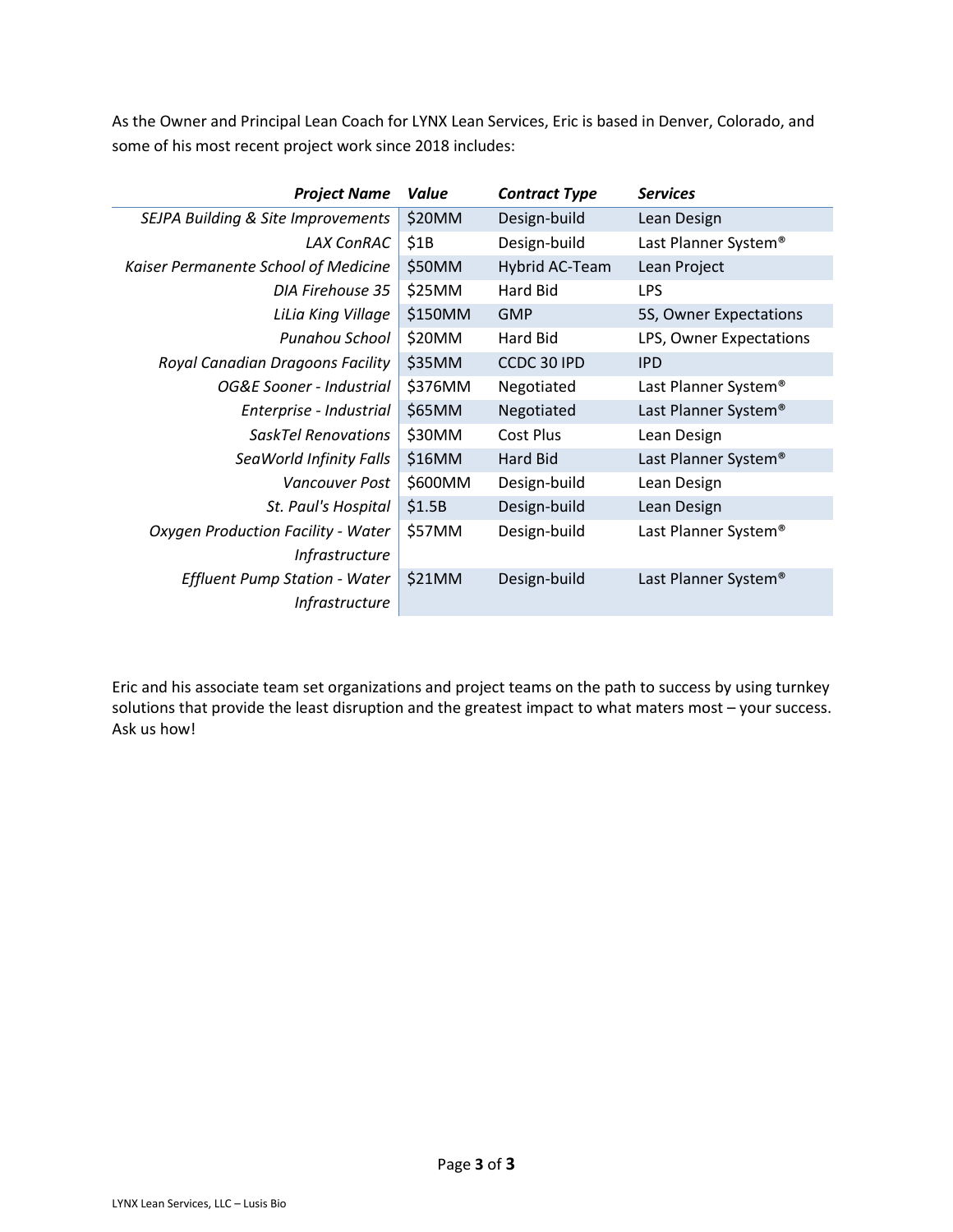As the Owner and Principal Lean Coach for LYNX Lean Services, Eric is based in Denver, Colorado, and some of his most recent project work since 2018 includes:

| ***Project Name*** | ***Value*** | ***Contract Type*** | ***Services*** |
|---|---|---|---|
| *SEJPA Building & Site Improvements* | $20MM | Design-build | Lean Design |
| *LAX ConRAC* | $1B | Design-build | Last Planner System® |
| *Kaiser Permanente School of Medicine* | $50MM | Hybrid AC-Team | Lean Project |
| *DIA Firehouse 35* | $25MM | Hard Bid | LPS |
| *LiLia King Village* | $150MM | GMP | 5S, Owner Expectations |
| *Punahou School* | $20MM | Hard Bid | LPS, Owner Expectations |
| *Royal Canadian Dragoons Facility* | $35MM | CCDC 30 IPD | IPD |
| *OG&E Sooner - Industrial* | $376MM | Negotiated | Last Planner System® |
| *Enterprise - Industrial* | $65MM | Negotiated | Last Planner System® |
| *SaskTel Renovations* | $30MM | Cost Plus | Lean Design |
| *SeaWorld Infinity Falls* | $16MM | Hard Bid | Last Planner System® |
| *Vancouver Post* | $600MM | Design-build | Lean Design |
| *St. Paul's Hospital* | $1.5B | Design-build | Lean Design |
| *Oxygen Production Facility - Water Infrastructure* | $57MM | Design-build | Last Planner System® |
| *Effluent Pump Station - Water Infrastructure* | $21MM | Design-build | Last Planner System® |

Eric and his associate team set organizations and project teams on the path to success by using turnkey solutions that provide the least disruption and the greatest impact to what maters most – your success. Ask us how!